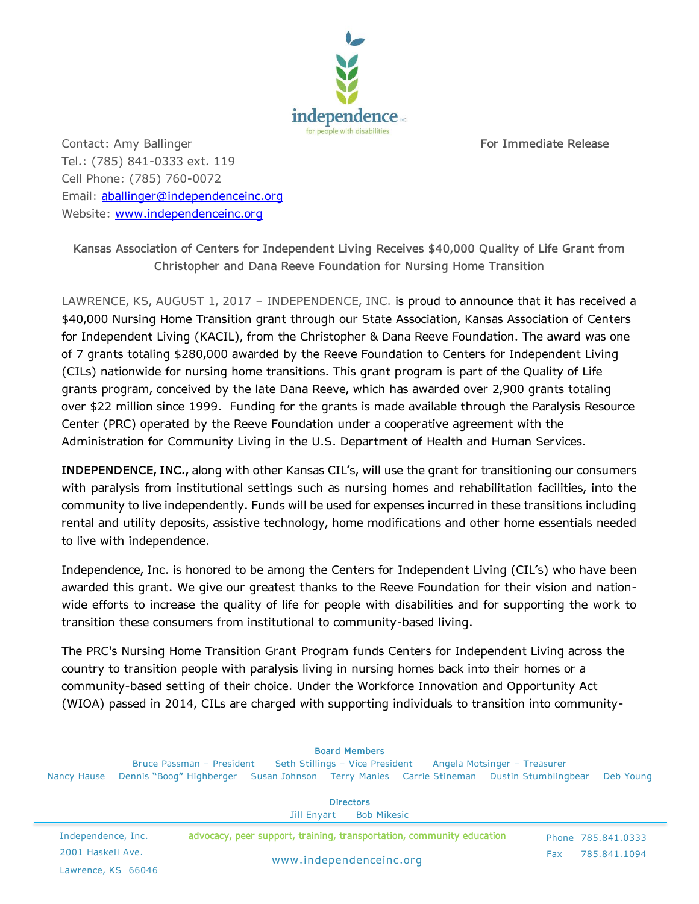independence inc
for people with disabilities

Contact: Amy Ballinger
Tel.: (785) 841-0333 ext. 119
Cell Phone: (785) 760-0072
Email: [aballinger@independenceinc.org](mailto:aballinger@independenceinc.org)
Website: [www.independenceinc.org](http://www.independenceinc.org)

**For Immediate Release**

## Kansas Association of Centers for Independent Living Receives $40,000 Quality of Life Grant from Christopher and Dana Reeve Foundation for Nursing Home Transition

LAWRENCE, KS, AUGUST 1, 2017 – INDEPENDENCE, INC. is proud to announce that it has received a $40,000 Nursing Home Transition grant through our State Association, Kansas Association of Centers for Independent Living (KACIL), from the Christopher & Dana Reeve Foundation. The award was one of 7 grants totaling $280,000 awarded by the Reeve Foundation to Centers for Independent Living (CILs) nationwide for nursing home transitions. This grant program is part of the Quality of Life grants program, conceived by the late Dana Reeve, which has awarded over 2,900 grants totaling over $22 million since 1999. Funding for the grants is made available through the Paralysis Resource Center (PRC) operated by the Reeve Foundation under a cooperative agreement with the Administration for Community Living in the U.S. Department of Health and Human Services.

**INDEPENDENCE, INC.,** along with other Kansas CIL's, will use the grant for transitioning our consumers with paralysis from institutional settings such as nursing homes and rehabilitation facilities, into the community to live independently. Funds will be used for expenses incurred in these transitions including rental and utility deposits, assistive technology, home modifications and other home essentials needed to live with independence.

Independence, Inc. is honored to be among the Centers for Independent Living (CIL's) who have been awarded this grant. We give our greatest thanks to the Reeve Foundation for their vision and nation-wide efforts to increase the quality of life for people with disabilities and for supporting the work to transition these consumers from institutional to community-based living.

The PRC's Nursing Home Transition Grant Program funds Centers for Independent Living across the country to transition people with paralysis living in nursing homes back into their homes or a community-based setting of their choice. Under the Workforce Innovation and Opportunity Act (WIOA) passed in 2014, CILs are charged with supporting individuals to transition into community-

**Board Members**

Bruce Passman – President   Seth Stillings – Vice President   Angela Motsinger – Treasurer
Nancy Hause   Dennis "Boog" Highberger   Susan Johnson   Terry Manies   Carrie Stineman   Dustin Stumblingbear   Deb Young

**Directors**

Jill Enyart   Bob Mikesic

Independence, Inc.
2001 Haskell Ave.
Lawrence, KS 66046

advocacy, peer support, training, transportation, community education

www.independenceinc.org

Phone 785.841.0333
Fax 785.841.1094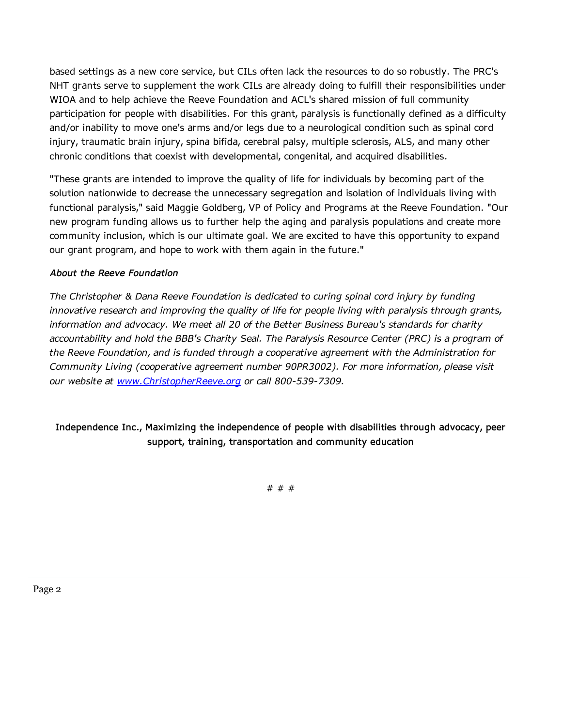based settings as a new core service, but CILs often lack the resources to do so robustly. The PRC's NHT grants serve to supplement the work CILs are already doing to fulfill their responsibilities under WIOA and to help achieve the Reeve Foundation and ACL's shared mission of full community participation for people with disabilities. For this grant, paralysis is functionally defined as a difficulty and/or inability to move one's arms and/or legs due to a neurological condition such as spinal cord injury, traumatic brain injury, spina bifida, cerebral palsy, multiple sclerosis, ALS, and many other chronic conditions that coexist with developmental, congenital, and acquired disabilities.

"These grants are intended to improve the quality of life for individuals by becoming part of the solution nationwide to decrease the unnecessary segregation and isolation of individuals living with functional paralysis," said Maggie Goldberg, VP of Policy and Programs at the Reeve Foundation. "Our new program funding allows us to further help the aging and paralysis populations and create more community inclusion, which is our ultimate goal. We are excited to have this opportunity to expand our grant program, and hope to work with them again in the future."

*About the Reeve Foundation*

*The Christopher & Dana Reeve Foundation is dedicated to curing spinal cord injury by funding innovative research and improving the quality of life for people living with paralysis through grants, information and advocacy. We meet all 20 of the Better Business Bureau's standards for charity accountability and hold the BBB's Charity Seal. The Paralysis Resource Center (PRC) is a program of the Reeve Foundation, and is funded through a cooperative agreement with the Administration for Community Living (cooperative agreement number 90PR3002). For more information, please visit our website at [www.ChristopherReeve.org](http://www.ChristopherReeve.org) or call 800-539-7309.*

Independence Inc., Maximizing the independence of people with disabilities through advocacy, peer support, training, transportation and community education

# # #